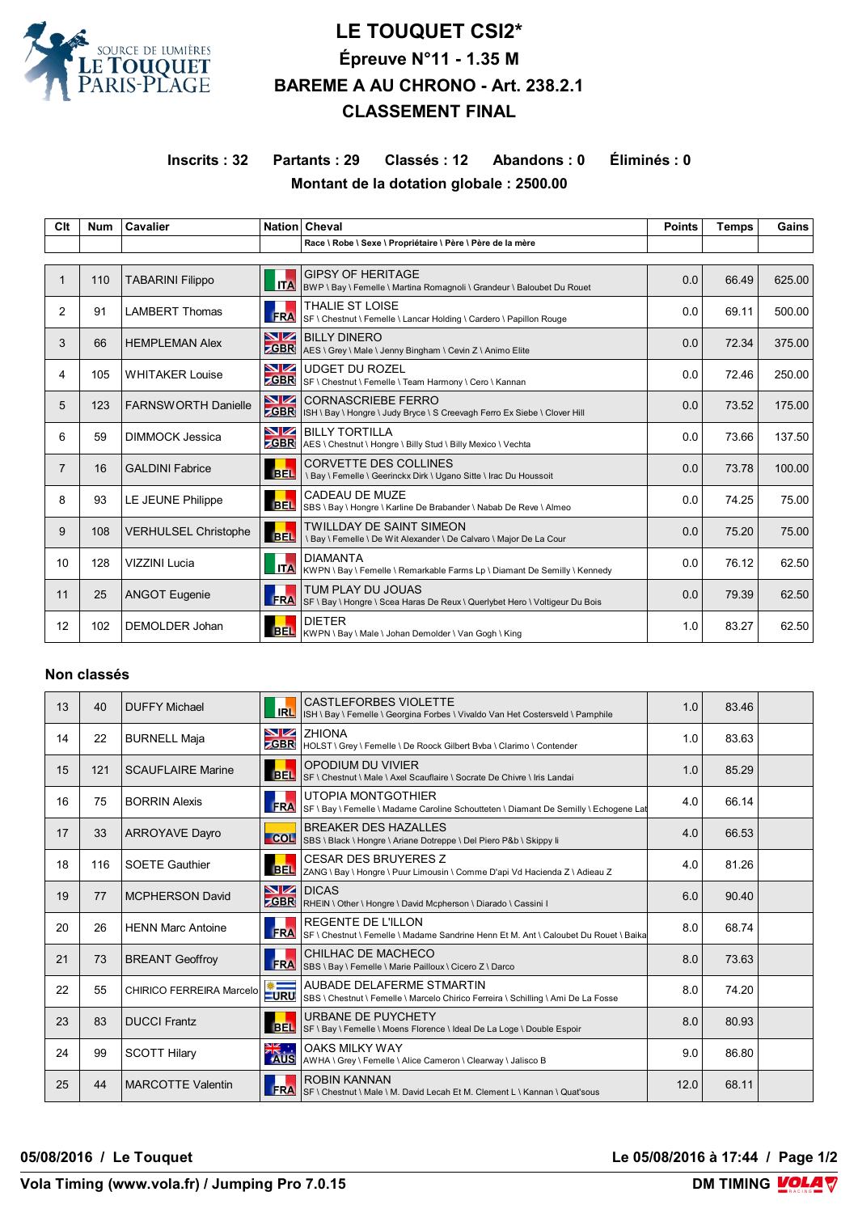# LE TOUQUET CSI2*

## Épreuve N°11 - 1.35 M

## BAREME A AU CHRONO - Art. 238.2.1

## CLASSEMENT FINAL

**Inscrits : 32 Partants : 29 Classés : 12 Abandons : 0 Éliminés : 0**

**Montant de la dotation globale : 2500.00**

| Clt | Num | Cavalier | Nation | Cheval<br>Race \ Robe \ Sexe \ Propriétaire \ Père \ Père de la mère | Points | Temps | Gains |
|---|---|---|---|---|---|---|---|
| 1 | 110 | TABARINI Filippo | ITA | GIPSY OF HERITAGE<br>BWP \ Bay \ Femelle \ Martina Romagnoli \ Grandeur \ Baloubet Du Rouet | 0.0 | 66.49 | 625.00 |
| 2 | 91 | LAMBERT Thomas | FRA | THALIE ST LOISE<br>SF \ Chestnut \ Femelle \ Lancar Holding \ Cardero \ Papillon Rouge | 0.0 | 69.11 | 500.00 |
| 3 | 66 | HEMPLEMAN Alex | GBR | BILLY DINERO<br>AES \ Grey \ Male \ Jenny Bingham \ Cevin Z \ Animo Elite | 0.0 | 72.34 | 375.00 |
| 4 | 105 | WHITAKER Louise | GBR | UDGET DU ROZEL<br>SF \ Chestnut \ Femelle \ Team Harmony \ Cero \ Kannan | 0.0 | 72.46 | 250.00 |
| 5 | 123 | FARNSWORTH Danielle | GBR | CORNASCRIEBE FERRO<br>ISH \ Bay \ Hongre \ Judy Bryce \ S Creevagh Ferro Ex Siebe \ Clover Hill | 0.0 | 73.52 | 175.00 |
| 6 | 59 | DIMMOCK Jessica | GBR | BILLY TORTILLA<br>AES \ Chestnut \ Hongre \ Billy Stud \ Billy Mexico \ Vechta | 0.0 | 73.66 | 137.50 |
| 7 | 16 | GALDINI Fabrice | BEL | CORVETTE DES COLLINES<br>\ Bay \ Femelle \ Geerinckx Dirk \ Ugano Sitte \ Irac Du Houssoit | 0.0 | 73.78 | 100.00 |
| 8 | 93 | LE JEUNE Philippe | BEL | CADEAU DE MUZE<br>SBS \ Bay \ Hongre \ Karline De Brabander \ Nabab De Reve \ Almeo | 0.0 | 74.25 | 75.00 |
| 9 | 108 | VERHULSEL Christophe | BEL | TWILLDAY DE SAINT SIMEON<br>\ Bay \ Femelle \ De Wit Alexander \ De Calvaro \ Major De La Cour | 0.0 | 75.20 | 75.00 |
| 10 | 128 | VIZZINI Lucia | ITA | DIAMANTA<br>KWPN \ Bay \ Femelle \ Remarkable Farms Lp \ Diamant De Semilly \ Kennedy | 0.0 | 76.12 | 62.50 |
| 11 | 25 | ANGOT Eugenie | FRA | TUM PLAY DU JOUAS<br>SF \ Bay \ Hongre \ Scea Haras De Reux \ Querlybet Hero \ Voltigeur Du Bois | 0.0 | 79.39 | 62.50 |
| 12 | 102 | DEMOLDER Johan | BEL | DIETER<br>KWPN \ Bay \ Male \ Johan Demolder \ Van Gogh \ King | 1.0 | 83.27 | 62.50 |

### Non classés

| Clt | Num | Cavalier | Nation | Cheval | Points | Temps | Gains |
|---|---|---|---|---|---|---|---|
| 13 | 40 | DUFFY Michael | IRL | CASTLEFORBES VIOLETTE<br>ISH \ Bay \ Femelle \ Georgina Forbes \ Vivaldo Van Het Costersveld \ Pamphile | 1.0 | 83.46 | |
| 14 | 22 | BURNELL Maja | GBR | ZHIONA<br>HOLST \ Grey \ Femelle \ De Roock Gilbert Bvba \ Clarimo \ Contender | 1.0 | 83.63 | |
| 15 | 121 | SCAUFLAIRE Marine | BEL | OPODIUM DU VIVIER<br>SF \ Chestnut \ Male \ Axel Scauflaire \ Socrate De Chivre \ Iris Landai | 1.0 | 85.29 | |
| 16 | 75 | BORRIN Alexis | FRA | UTOPIA MONTGOTHIER<br>SF \ Bay \ Femelle \ Madame Caroline Schoutteten \ Diamant De Semilly \ Echogene Lat | 4.0 | 66.14 | |
| 17 | 33 | ARROYAVE Dayro | COL | BREAKER DES HAZALLES<br>SBS \ Black \ Hongre \ Ariane Dotreppe \ Del Piero P&b \ Skippy Ii | 4.0 | 66.53 | |
| 18 | 116 | SOETE Gauthier | BEL | CESAR DES BRUYERES Z<br>ZANG \ Bay \ Hongre \ Puur Limousin \ Comme D'api Vd Hacienda Z \ Adieau Z | 4.0 | 81.26 | |
| 19 | 77 | MCPHERSON David | GBR | DICAS<br>RHEIN \ Other \ Hongre \ David Mcpherson \ Diarado \ Cassini I | 6.0 | 90.40 | |
| 20 | 26 | HENN Marc Antoine | FRA | REGENTE DE L'ILLON<br>SF \ Chestnut \ Femelle \ Madame Sandrine Henn Et M. Ant \ Caloubet Du Rouet \ Baika | 8.0 | 68.74 | |
| 21 | 73 | BREANT Geoffroy | FRA | CHILHAC DE MACHECO<br>SBS \ Bay \ Femelle \ Marie Pailloux \ Cicero Z \ Darco | 8.0 | 73.63 | |
| 22 | 55 | CHIRICO FERREIRA Marcelo | URU | AUBADE DELAFERME STMARTIN<br>SBS \ Chestnut \ Femelle \ Marcelo Chirico Ferreira \ Schilling \ Ami De La Fosse | 8.0 | 74.20 | |
| 23 | 83 | DUCCI Frantz | BEL | URBANE DE PUYCHETY<br>SF \ Bay \ Femelle \ Moens Florence \ Ideal De La Loge \ Double Espoir | 8.0 | 80.93 | |
| 24 | 99 | SCOTT Hilary | AUS | OAKS MILKY WAY<br>AWHA \ Grey \ Femelle \ Alice Cameron \ Clearway \ Jalisco B | 9.0 | 86.80 | |
| 25 | 44 | MARCOTTE Valentin | FRA | ROBIN KANNAN<br>SF \ Chestnut \ Male \ M. David Lecah Et M. Clement L \ Kannan \ Quat'sous | 12.0 | 68.11 | |

05/08/2016 / Le Touquet — Le 05/08/2016 à 17:44

Vola Timing (www.vola.fr) / Jumping Pro 7.0.15 — DM TIMING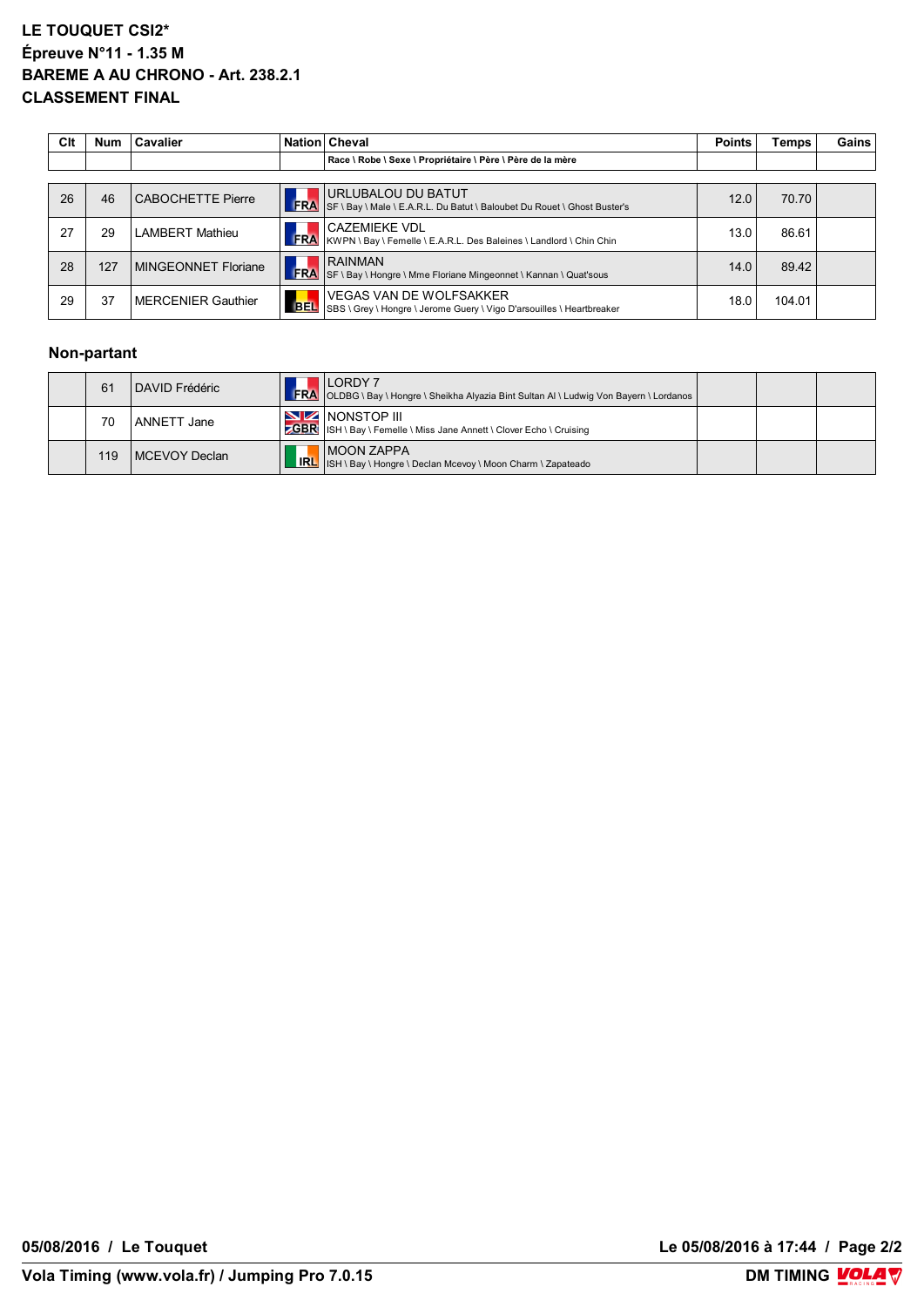**LE TOUQUET CSI2***
**Épreuve N°11 - 1.35 M**
**BAREME A AU CHRONO - Art. 238.2.1**
**CLASSEMENT FINAL**

| Clt | Num | Cavalier | Nation | Cheval | Points | Temps | Gains |
|---|---|---|---|---|---|---|---|
| | | | | Race \ Robe \ Sexe \ Propriétaire \ Père \ Père de la mère | | | |
| 26 | 46 | CABOCHETTE Pierre | FRA | URLUBALOU DU BATUT<br>SF \ Bay \ Male \ E.A.R.L. Du Batut \ Baloubet Du Rouet \ Ghost Buster's | 12.0 | 70.70 | |
| 27 | 29 | LAMBERT Mathieu | FRA | CAZEMIEKE VDL<br>KWPN \ Bay \ Femelle \ E.A.R.L. Des Baleines \ Landlord \ Chin Chin | 13.0 | 86.61 | |
| 28 | 127 | MINGEONNET Floriane | FRA | RAINMAN<br>SF \ Bay \ Hongre \ Mme Floriane Mingeonnet \ Kannan \ Quat'sous | 14.0 | 89.42 | |
| 29 | 37 | MERCENIER Gauthier | BEL | VEGAS VAN DE WOLFSAKKER<br>SBS \ Grey \ Hongre \ Jerome Guery \ Vigo D'arsouilles \ Heartbreaker | 18.0 | 104.01 | |

## Non-partant

| | | | | | | | |
|---|---|---|---|---|---|---|---|
| | 61 | DAVID Frédéric | FRA | LORDY 7<br>OLDBG \ Bay \ Hongre \ Sheikha Alyazia Bint Sultan Al \ Ludwig Von Bayern \ Lordanos | | | |
| | 70 | ANNETT Jane | GBR | NONSTOP III<br>ISH \ Bay \ Femelle \ Miss Jane Annett \ Clover Echo \ Cruising | | | |
| | 119 | MCEVOY Declan | IRL | MOON ZAPPA<br>ISH \ Bay \ Hongre \ Declan Mcevoy \ Moon Charm \ Zapateado | | | |

05/08/2016 / Le Touquet — Le 05/08/2016 à 17:44

Vola Timing (www.vola.fr) / Jumping Pro 7.0.15 — DM TIMING